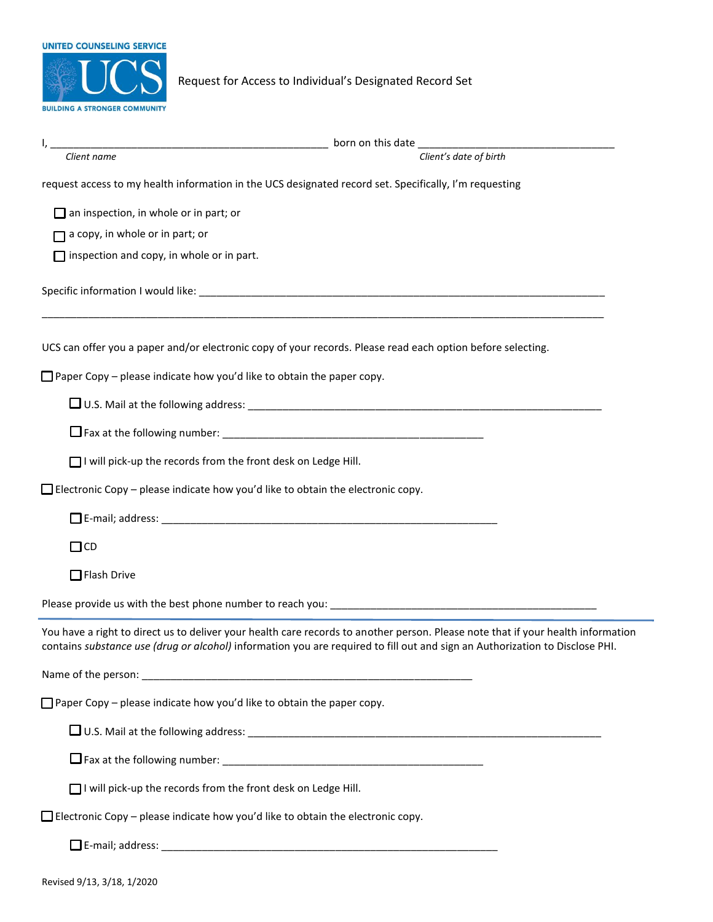UNITED COUNSELING SERVICE

UCS

BUILDING A STRONGER COMMUNITY

# Request for Access to Individual's Designated Record Set

I, __________________________________________________ born on this date ____________________________________

*Client name* *Client's date of birth*

request access to my health information in the UCS designated record set. Specifically, I'm requesting

- ☐ an inspection, in whole or in part; or
- ☐ a copy, in whole or in part; or
- ☐ inspection and copy, in whole or in part.

Specific information I would like: ________________________________________________________________________

____________________________________________________________________________________________________

UCS can offer you a paper and/or electronic copy of your records. Please read each option before selecting.

☐ Paper Copy – please indicate how you'd like to obtain the paper copy.

- ☐ U.S. Mail at the following address: ________________________________________________________________
- ☐ Fax at the following number: ______________________________________________
- ☐ I will pick-up the records from the front desk on Ledge Hill.

☐ Electronic Copy – please indicate how you'd like to obtain the electronic copy.

- ☐ E-mail; address: ___________________________________________________________
- ☐ CD
- ☐ Flash Drive

Please provide us with the best phone number to reach you: ______________________________________________

---

You have a right to direct us to deliver your health care records to another person. Please note that if your health information contains *substance use (drug or alcohol)* information you are required to fill out and sign an Authorization to Disclose PHI.

Name of the person: ___________________________________________________________

☐ Paper Copy – please indicate how you'd like to obtain the paper copy.

- ☐ U.S. Mail at the following address: ________________________________________________________________
- ☐ Fax at the following number: ______________________________________________
- ☐ I will pick-up the records from the front desk on Ledge Hill.

☐ Electronic Copy – please indicate how you'd like to obtain the electronic copy.

- ☐ E-mail; address: ___________________________________________________________

Revised 9/13, 3/18, 1/2020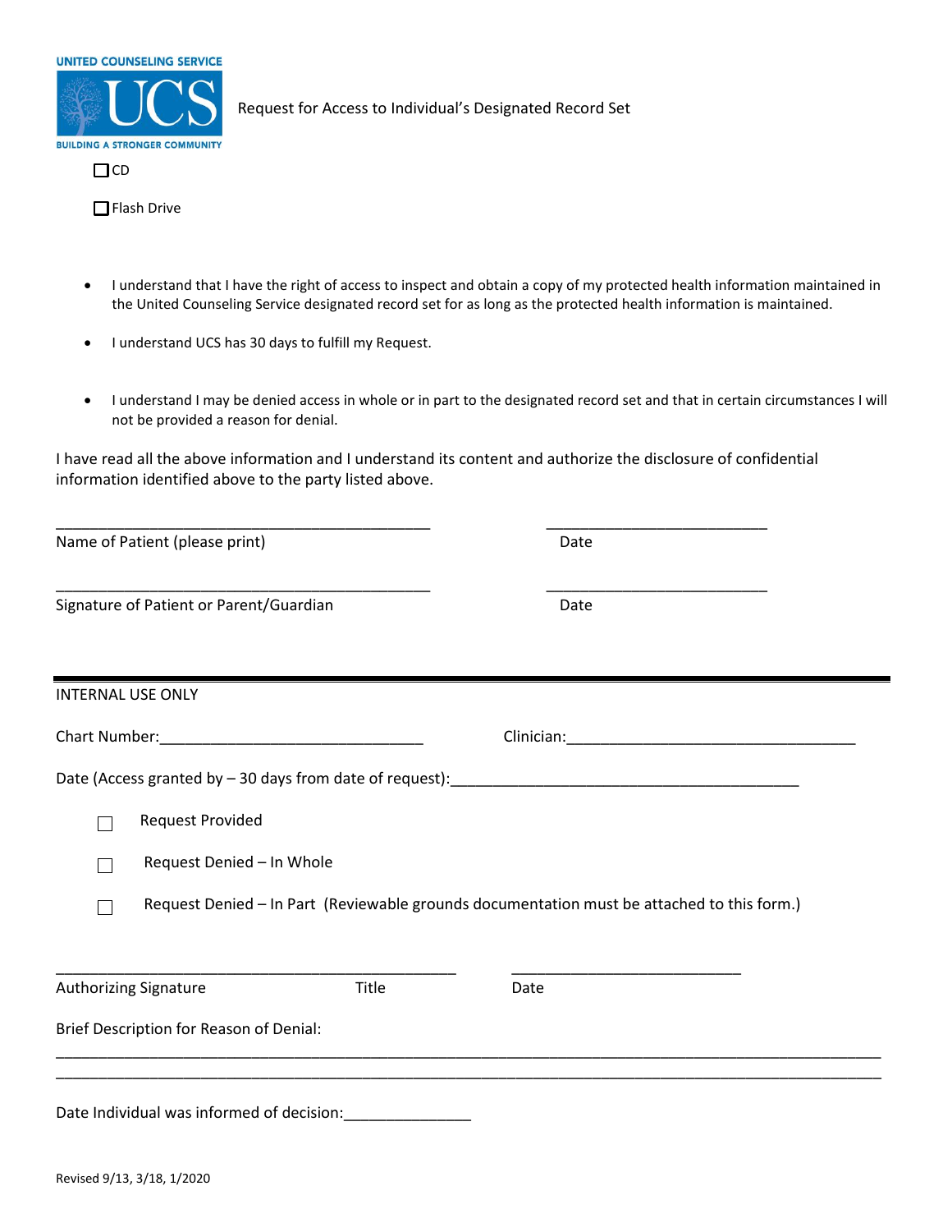UNITED COUNSELING SERVICE

UCS

BUILDING A STRONGER COMMUNITY

Request for Access to Individual's Designated Record Set

☐ CD

☐ Flash Drive

- I understand that I have the right of access to inspect and obtain a copy of my protected health information maintained in the United Counseling Service designated record set for as long as the protected health information is maintained.
- I understand UCS has 30 days to fulfill my Request.
- I understand I may be denied access in whole or in part to the designated record set and that in certain circumstances I will not be provided a reason for denial.

I have read all the above information and I understand its content and authorize the disclosure of confidential information identified above to the party listed above.

_____________________________________________ _________________________

Name of Patient (please print) Date

_____________________________________________ _________________________

Signature of Patient or Parent/Guardian Date

---

INTERNAL USE ONLY

Chart Number:______________________________ Clinician:_________________________________

Date (Access granted by – 30 days from date of request):________________________________________

☐ Request Provided

☐ Request Denied – In Whole

☐ Request Denied – In Part (Reviewable grounds documentation must be attached to this form.)

_______________________________________________ __________________________

Authorizing Signature Title Date

Brief Description for Reason of Denial:

_____________________________________________________________________________________________

_____________________________________________________________________________________________

Date Individual was informed of decision:______________

Revised 9/13, 3/18, 1/2020